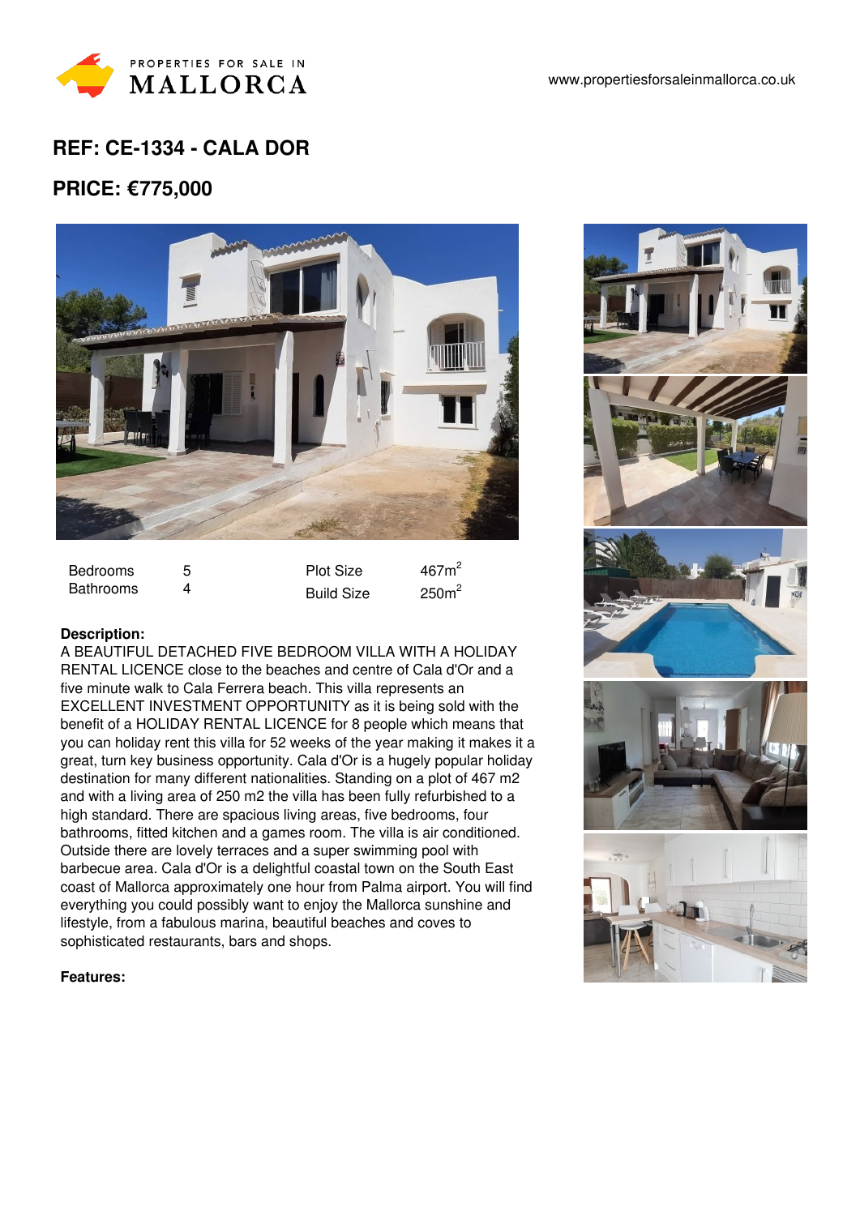PROPERTIES FOR SALE IN MALLORCA

www.propertiesforsaleinmallorca.co.uk

## REF: CE-1334 - CALA DOR

## PRICE: €775,000

| Bedrooms | 5 | Plot Size | 467m$^2$ |
|---|---|---|---|
| Bathrooms | 4 | Build Size | 250m$^2$ |

**Description:**

A BEAUTIFUL DETACHED FIVE BEDROOM VILLA WITH A HOLIDAY RENTAL LICENCE close to the beaches and centre of Cala d'Or and a five minute walk to Cala Ferrera beach. This villa represents an EXCELLENT INVESTMENT OPPORTUNITY as it is being sold with the benefit of a HOLIDAY RENTAL LICENCE for 8 people which means that you can holiday rent this villa for 52 weeks of the year making it makes it a great, turn key business opportunity. Cala d'Or is a hugely popular holiday destination for many different nationalities. Standing on a plot of 467 m2 and with a living area of 250 m2 the villa has been fully refurbished to a high standard. There are spacious living areas, five bedrooms, four bathrooms, fitted kitchen and a games room. The villa is air conditioned. Outside there are lovely terraces and a super swimming pool with barbecue area. Cala d'Or is a delightful coastal town on the South East coast of Mallorca approximately one hour from Palma airport. You will find everything you could possibly want to enjoy the Mallorca sunshine and lifestyle, from a fabulous marina, beautiful beaches and coves to sophisticated restaurants, bars and shops.

**Features:**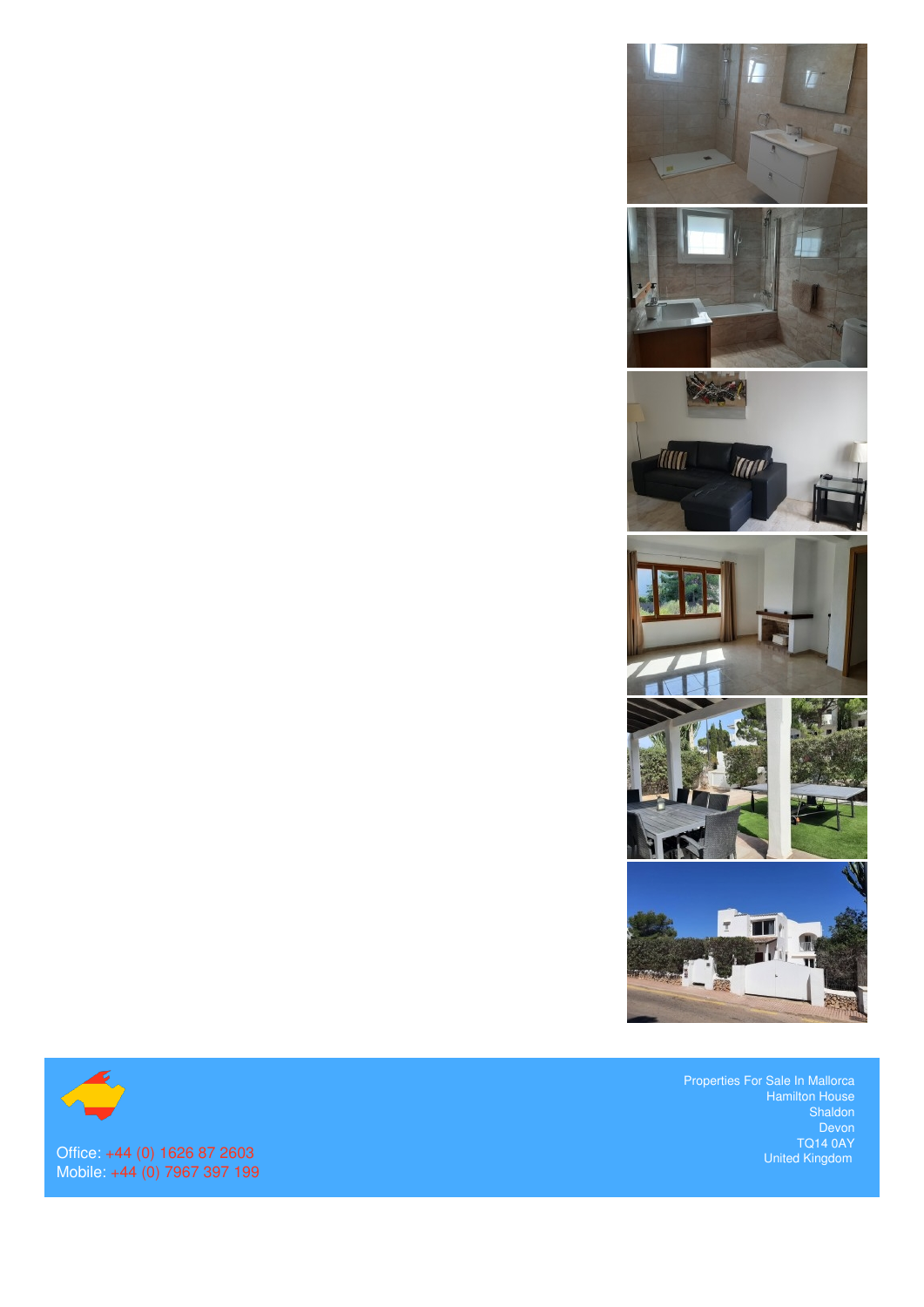Office: +44 (0) 1626 87 2603
Mobile: +44 (0) 7967 397 199

Properties For Sale In Mallorca
Hamilton House
Shaldon
Devon
TQ14 0AY
United Kingdom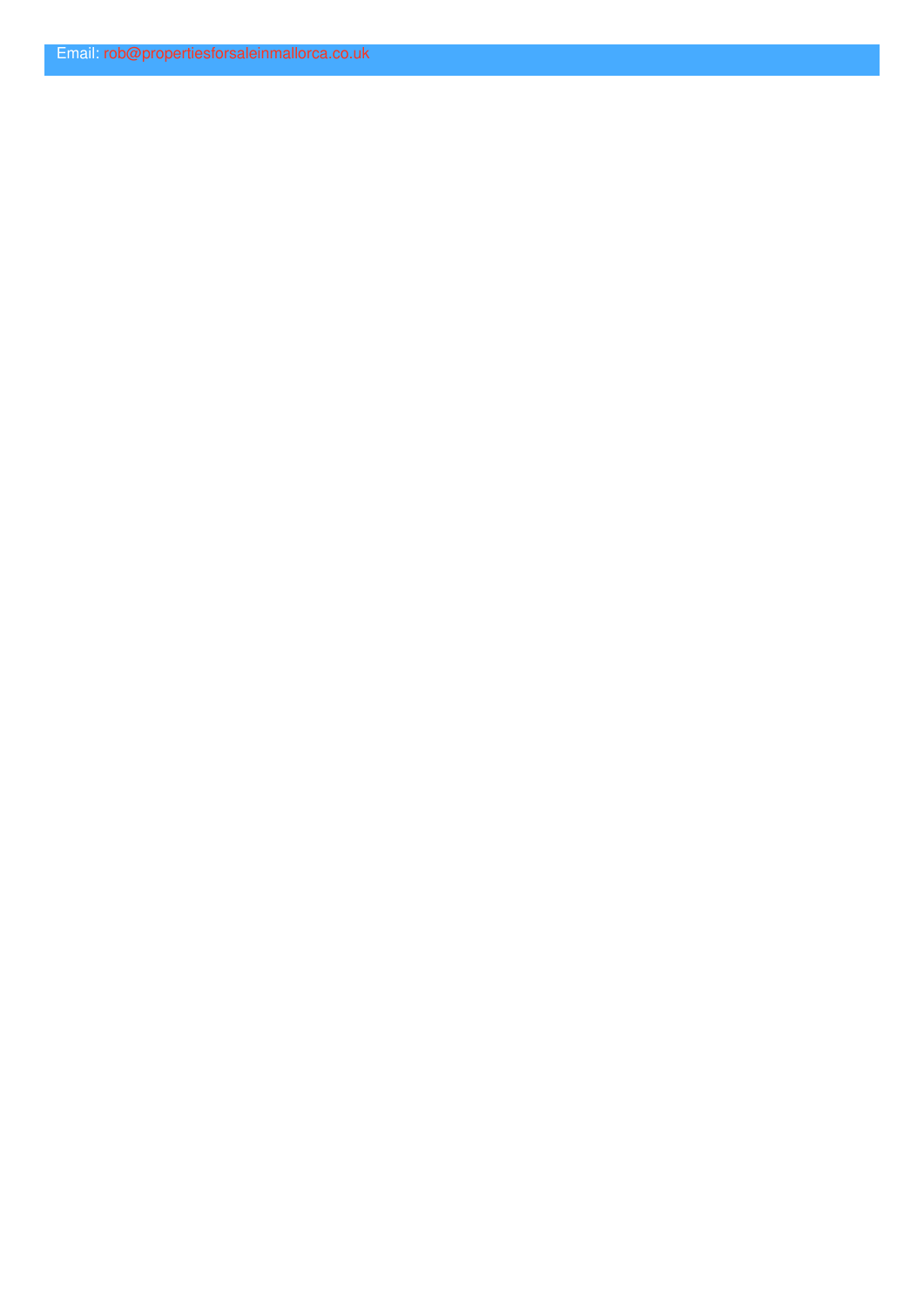Email: rob@propertiesforsaleinmallorca.co.uk